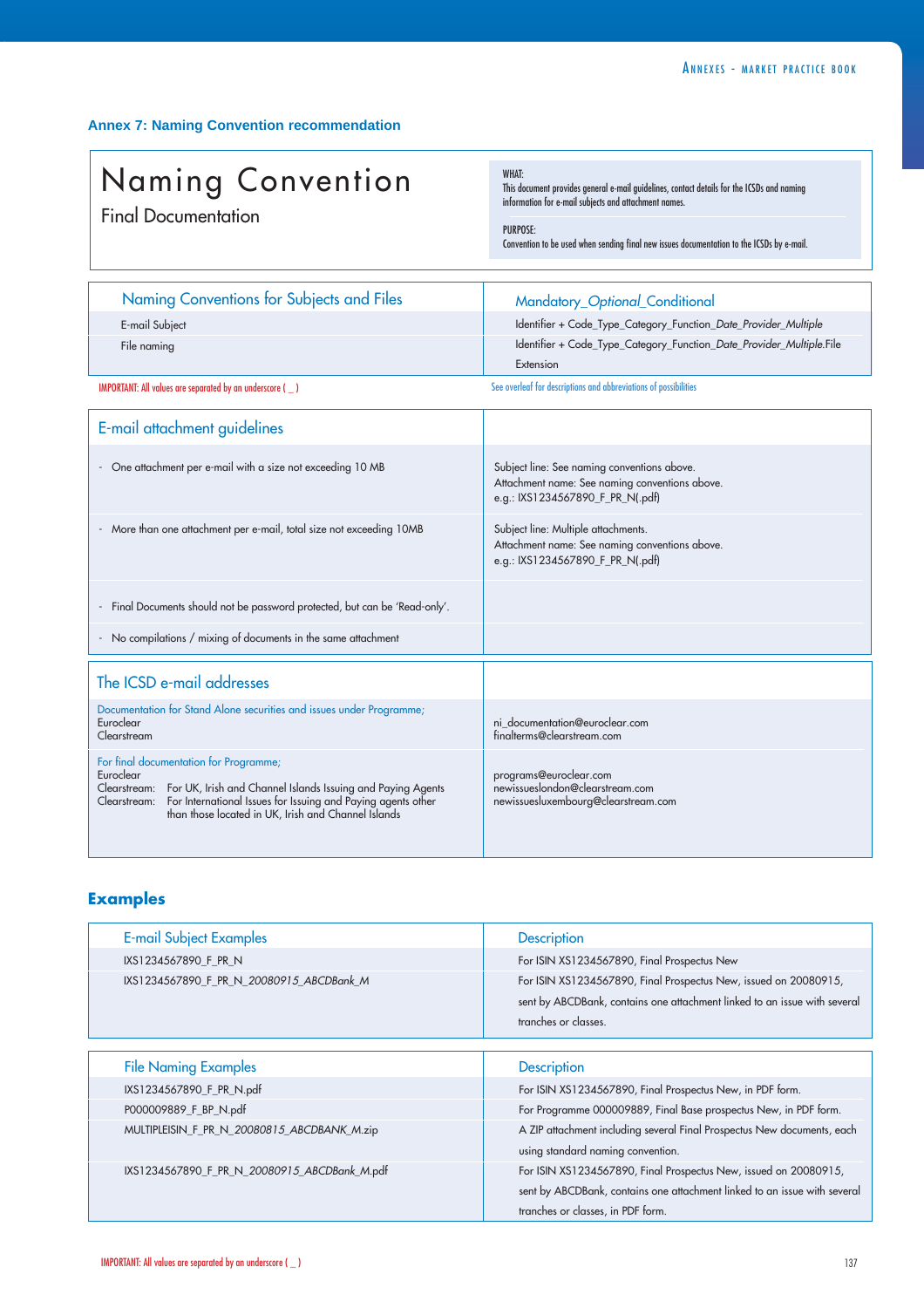### Annex 7: Naming Convention recommendation

# Naming Convention

Final Documentation

WHAT:
This document provides general e-mail guidelines, contact details for the ICSDs and naming information for e-mail subjects and attachment names.

PURPOSE:
Convention to be used when sending final new issues documentation to the ICSDs by e-mail.

| Naming Conventions for Subjects and Files | Mandatory_*Optional*_Conditional |
|---|---|
| E-mail Subject | Identifier + Code_Type_Category_Function_*Date_Provider_Multiple* |
| File naming | Identifier + Code_Type_Category_Function_*Date_Provider_Multiple*.File Extension |

IMPORTANT: All values are separated by an underscore ( _ )

See overleaf for descriptions and abbreviations of possibilities

| E-mail attachment guidelines | |
|---|---|
| - One attachment per e-mail with a size not exceeding 10 MB | Subject line: See naming conventions above.<br>Attachment name: See naming conventions above.<br>e.g.: IXS1234567890_F_PR_N(.pdf) |
| - More than one attachment per e-mail, total size not exceeding 10MB | Subject line: Multiple attachments.<br>Attachment name: See naming conventions above.<br>e.g.: IXS1234567890_F_PR_N(.pdf) |
| - Final Documents should not be password protected, but can be 'Read-only'. | |
| - No compilations / mixing of documents in the same attachment | |

| The ICSD e-mail addresses | |
|---|---|
| Documentation for Stand Alone securities and issues under Programme;<br>Euroclear<br>Clearstream | <br>ni_documentation@euroclear.com<br>finalterms@clearstream.com |
| For final documentation for Programme;<br>Euroclear<br>Clearstream: For UK, Irish and Channel Islands Issuing and Paying Agents<br>Clearstream: For International Issues for Issuing and Paying agents other than those located in UK, Irish and Channel Islands | <br>programs@euroclear.com<br>newissueslondon@clearstream.com<br>newissuesluxembourg@clearstream.com |

## Examples

| E-mail Subject Examples | Description |
|---|---|
| IXS1234567890_F_PR_N | For ISIN XS1234567890, Final Prospectus New |
| IXS1234567890_F_PR_N_*20080915_ABCDBank_M* | For ISIN XS1234567890, Final Prospectus New, issued on 20080915, sent by ABCDBank, contains one attachment linked to an issue with several tranches or classes. |

| File Naming Examples | Description |
|---|---|
| IXS1234567890_F_PR_N.pdf | For ISIN XS1234567890, Final Prospectus New, in PDF form. |
| P000009889_F_BP_N.pdf | For Programme 000009889, Final Base prospectus New, in PDF form. |
| MULTIPLEISIN_F_PR_N_*20080815_ABCDBANK_M*.zip | A ZIP attachment including several Final Prospectus New documents, each using standard naming convention. |
| IXS1234567890_F_PR_N_*20080915_ABCDBank_M*.pdf | For ISIN XS1234567890, Final Prospectus New, issued on 20080915, sent by ABCDBank, contains one attachment linked to an issue with several tranches or classes, in PDF form. |

IMPORTANT: All values are separated by an underscore ( _ )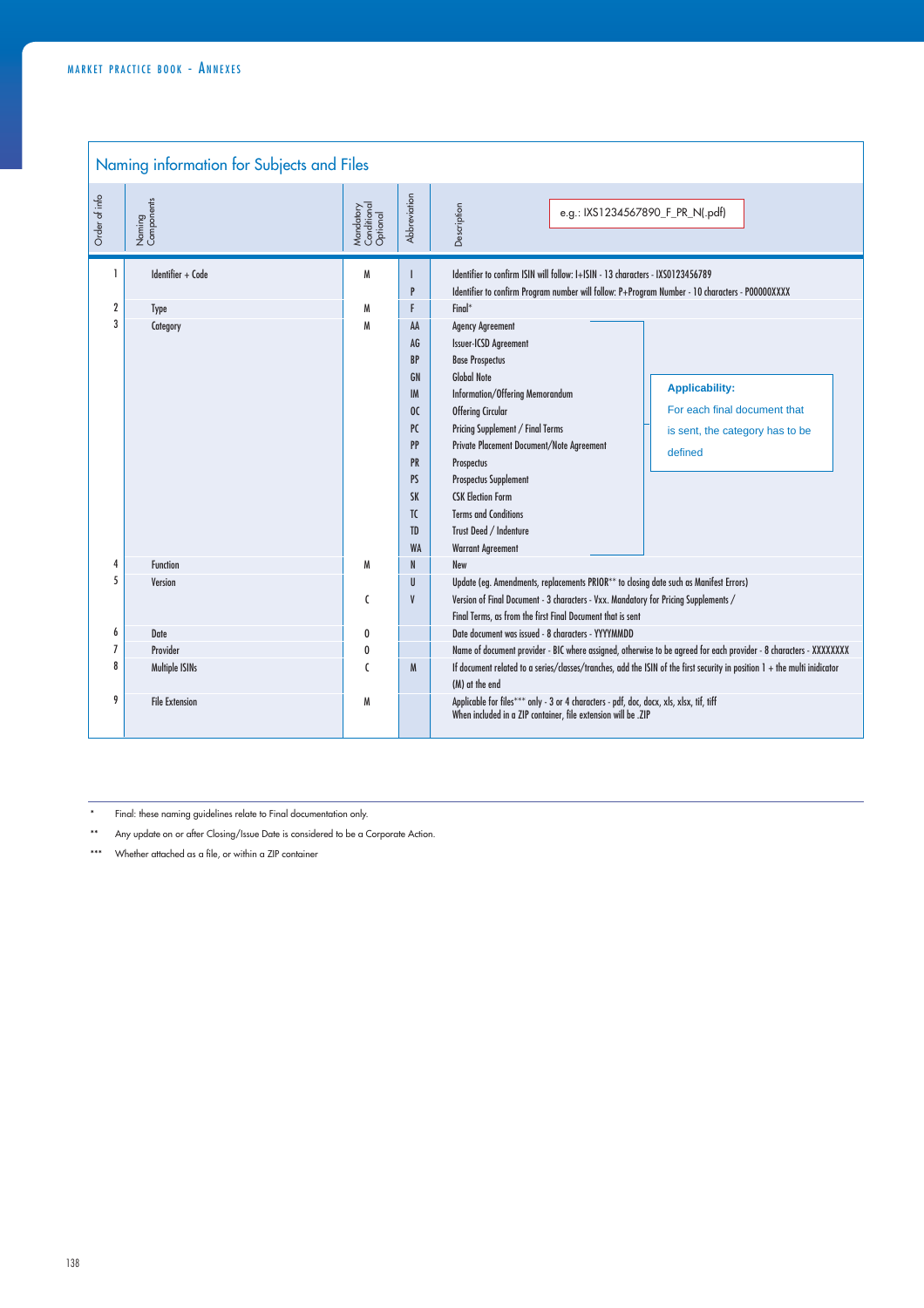## Naming information for Subjects and Files

| Order of info | Naming Components | Mandatory Conditional Optional | Abbreviation | Description e.g.: IXS1234567890_F_PR_N(.pdf) |
|---|---|---|---|---|
| 1 | Identifier + Code | M | I | Identifier to confirm ISIN will follow: I+ISIN - 13 characters - IXS0123456789 |
| | | | P | Identifier to confirm Program number will follow: P+Program Number - 10 characters - P00000XXXX |
| 2 | Type | M | F | Final* |
| 3 | Category | M | AA | Agency Agreement |
| | | | AG | Issuer-ICSD Agreement |
| | | | BP | Base Prospectus |
| | | | GN | Global Note |
| | | | IM | Information/Offering Memorandum |
| | | | OC | Offering Circular |
| | | | PC | Pricing Supplement / Final Terms |
| | | | PP | Private Placement Document/Note Agreement |
| | | | PR | Prospectus |
| | | | PS | Prospectus Supplement |
| | | | SK | CSK Election Form |
| | | | TC | Terms and Conditions |
| | | | TD | Trust Deed / Indenture |
| | | | WA | Warrant Agreement |
| 4 | Function | M | N | New |
| 5 | Version | | U | Update (eg. Amendments, replacements PRIOR** to closing date such as Manifest Errors) |
| | | C | V | Version of Final Document - 3 characters - Vxx. Mandatory for Pricing Supplements / Final Terms, as from the first Final Document that is sent |
| 6 | Date | O | | Date document was issued - 8 characters - YYYYMMDD |
| 7 | Provider | O | | Name of document provider - BIC where assigned, otherwise to be agreed for each provider - 8 characters - XXXXXXXX |
| 8 | Multiple ISINs | C | M | If document related to a series/classes/tranches, add the ISIN of the first security in position 1 + the multi inidicator (M) at the end |
| 9 | File Extension | M | | Applicable for files*** only - 3 or 4 characters - pdf, doc, docx, xls, xlsx, tif, tiff<br>When included in a ZIP container, file extension will be .ZIP |

**Applicability:**
For each final document that is sent, the category has to be defined

\* Final: these naming guidelines relate to Final documentation only.

\** Any update on or after Closing/Issue Date is considered to be a Corporate Action.

\*** Whether attached as a file, or within a ZIP container